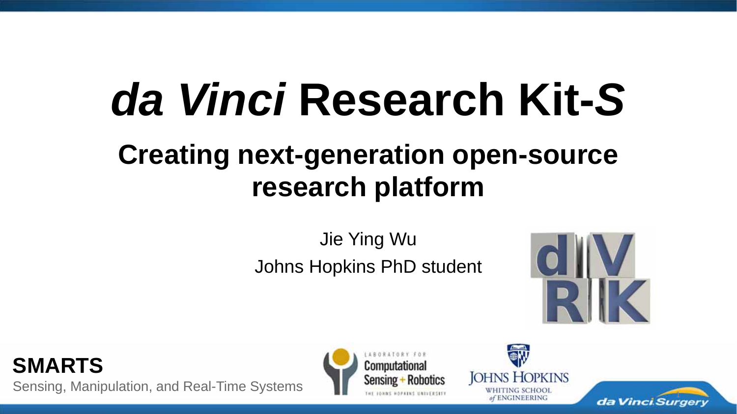# *da Vinci* Research Kit-*S*

## Creating next-generation open-source research platform

Jie Ying Wu

Johns Hopkins PhD student

**SMARTS**

Sensing, Manipulation, and Real-Time Systems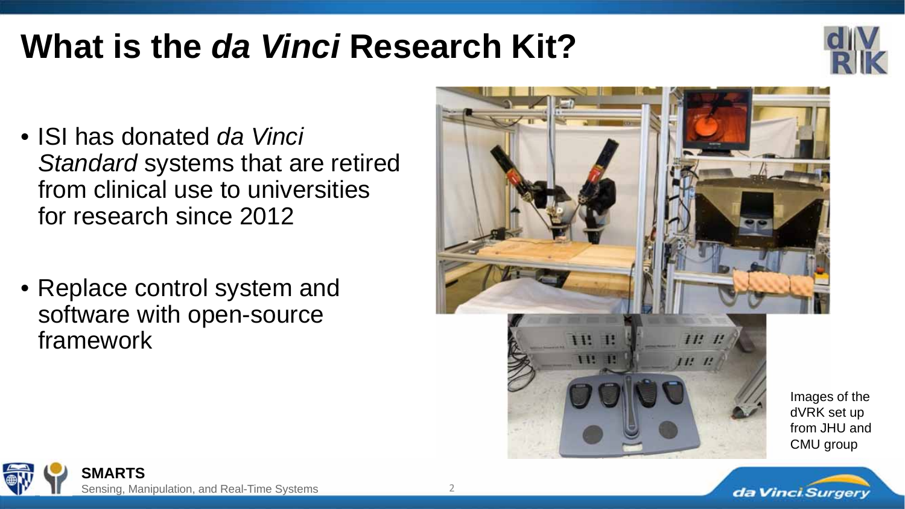# What is the *da Vinci* Research Kit?

- ISI has donated *da Vinci Standard* systems that are retired from clinical use to universities for research since 2012
- Replace control system and software with open-source framework

Images of the dVRK set up from JHU and CMU group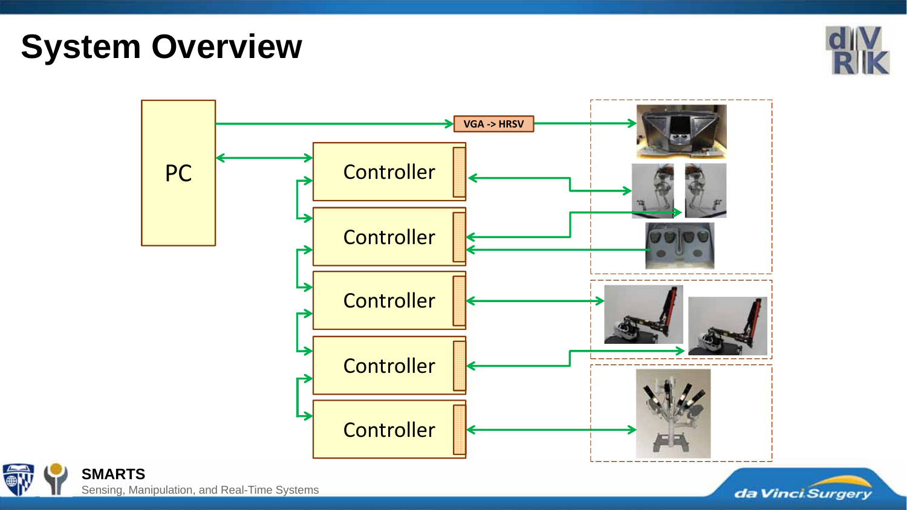# System Overview

PC

VGA -> HRSV

Controller

Controller

Controller

Controller

Controller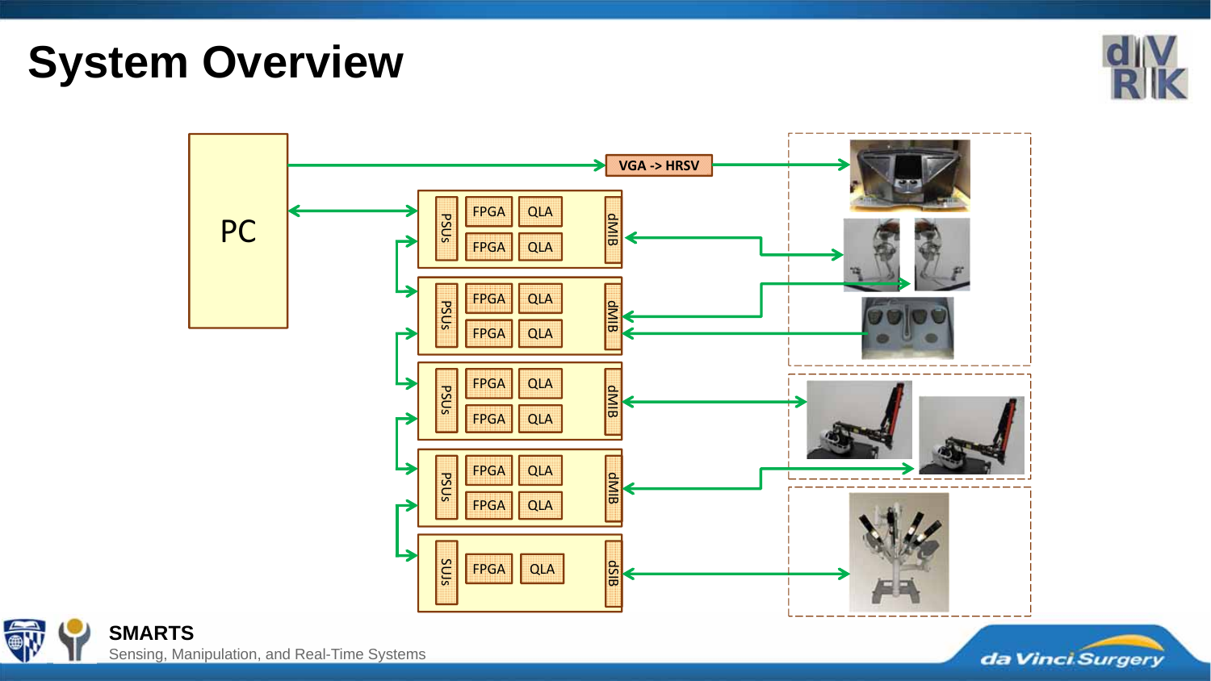# System Overview

PC

VGA -> HRSV

PSUs | FPGA | QLA | FPGA | QLA | dMIB

PSUs | FPGA | QLA | FPGA | QLA | dMIB

PSUs | FPGA | QLA | FPGA | QLA | dMIB

PSUs | FPGA | QLA | FPGA | QLA | dMIB

SUJs | FPGA | QLA | dSIB

**SMARTS**

Sensing, Manipulation, and Real-Time Systems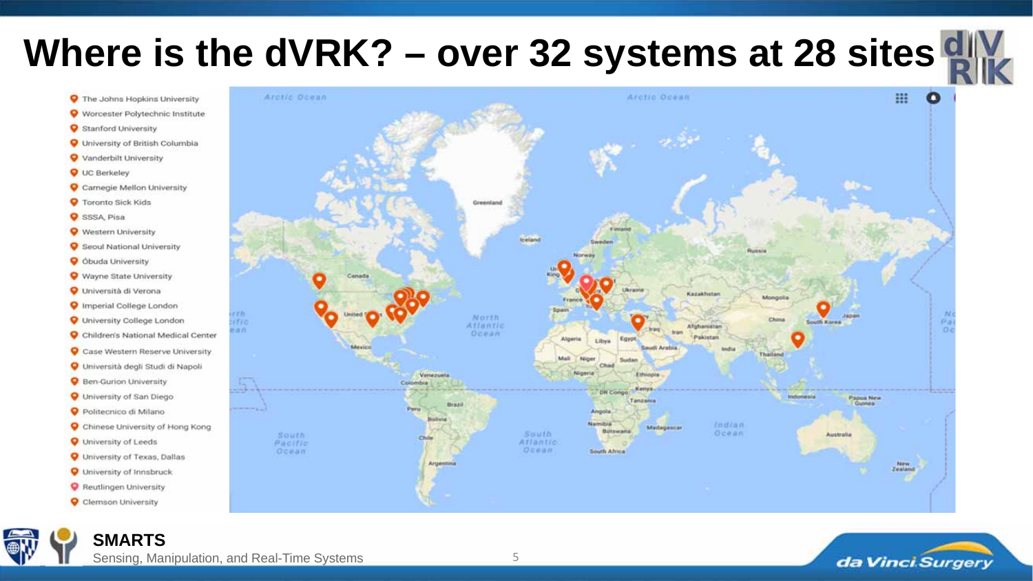# Where is the dVRK? – over 32 systems at 28 sites

- The Johns Hopkins University
- Worcester Polytechnic Institute
- Stanford University
- University of British Columbia
- Vanderbilt University
- UC Berkeley
- Carnegie Mellon University
- Toronto Sick Kids
- SSSA, Pisa
- Western University
- Seoul National University
- Óbuda University
- Wayne State University
- Università di Verona
- Imperial College London
- University College London
- Children's National Medical Center
- Case Western Reserve University
- Università degli Studi di Napoli
- Ben-Gurion University
- University of San Diego
- Politecnico di Milano
- Chinese University of Hong Kong
- University of Leeds
- University of Texas, Dallas
- University of Innsbruck
- Reutlingen University
- Clemson University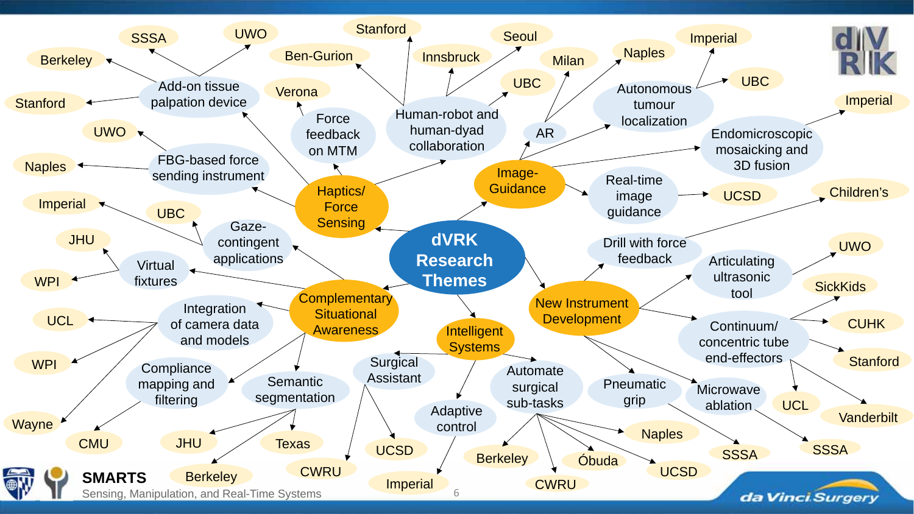# dVRK Research Themes

## Haptics/Force Sensing

- Add-on tissue palpation device
  - SSSA
  - UWO
  - Berkeley
  - Stanford
- FBG-based force sending instrument
  - UWO
  - Naples
- Force feedback on MTM
  - Verona
- Human-robot and human-dyad collaboration
  - Ben-Gurion
  - Stanford
  - Innsbruck
  - Seoul
  - UBC

## Image-Guidance

- AR
  - Milan
- Autonomous tumour localization
  - Naples
  - Imperial
  - UBC
- Endomicroscopic mosaicking and 3D fusion
  - Imperial
- Real-time image guidance
  - UCSD

## Complementary Situational Awareness

- Gaze-contingent applications
  - Imperial
  - UBC
- Virtual fixtures
  - JHU
  - WPI
- Integration of camera data and models
  - UCL
  - WPI
  - Wayne
- Compliance mapping and filtering
  - CMU
- Semantic segmentation
  - JHU
  - Texas
  - Berkeley

## Intelligent Systems

- Surgical Assistant
  - CWRU
  - UCSD
- Adaptive control
  - Imperial
- Automate surgical sub-tasks
  - Berkeley
  - CWRU
  - Óbuda
  - UCSD
  - Naples

## New Instrument Development

- Drill with force feedback
  - Children's
- Articulating ultrasonic tool
  - UWO
- Continuum/ concentric tube end-effectors
  - SickKids
  - CUHK
  - Stanford
  - UCL
  - Vanderbilt
- Pneumatic grip
  - SSSA
- Microwave ablation
  - SSSA

SMARTS
Sensing, Manipulation, and Real-Time Systems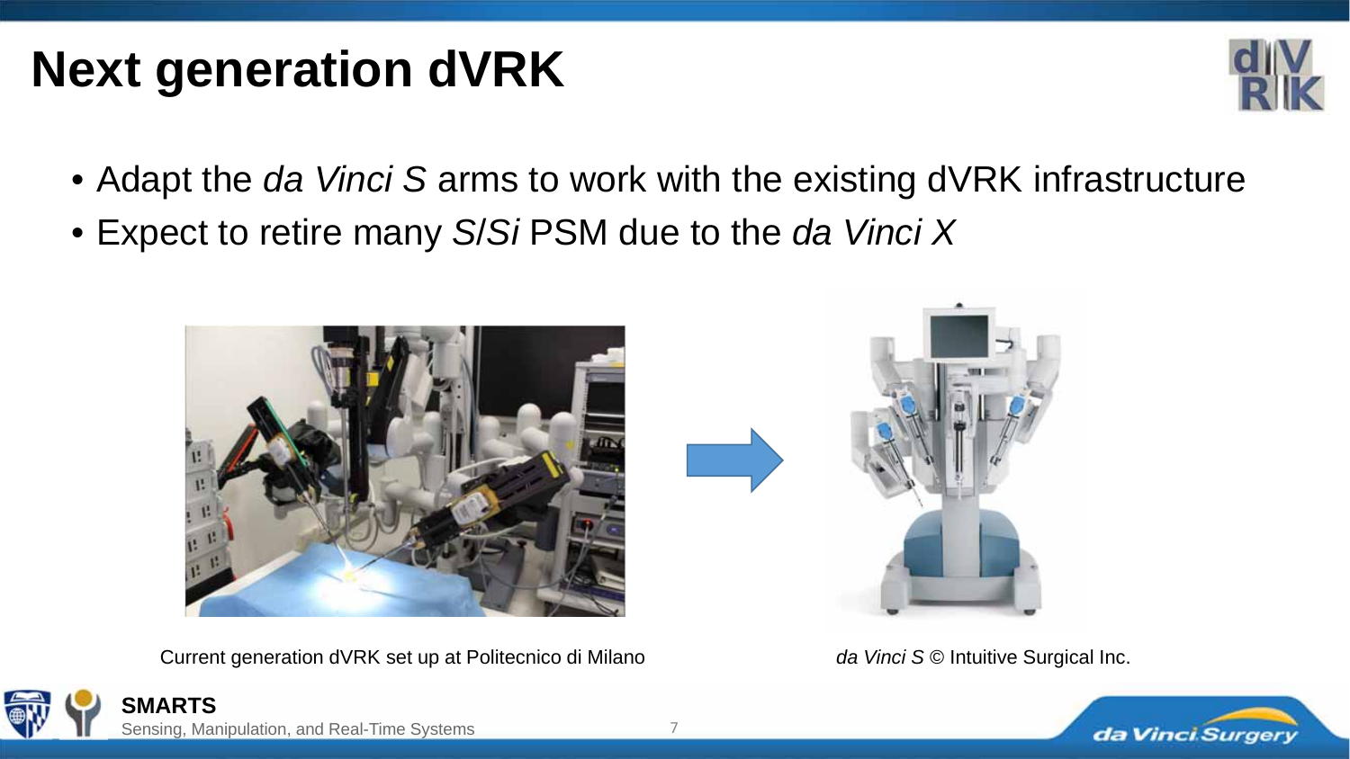# Next generation dVRK

- Adapt the *da Vinci S* arms to work with the existing dVRK infrastructure
- Expect to retire many *S*/*Si* PSM due to the *da Vinci X*

Current generation dVRK set up at Politecnico di Milano

*da Vinci S* © Intuitive Surgical Inc.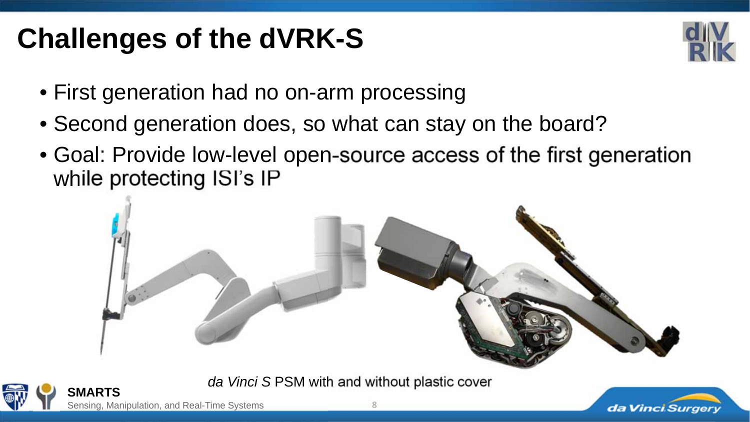# Challenges of the dVRK-S

- First generation had no on-arm processing
- Second generation does, so what can stay on the board?
- Goal: Provide low-level open-source access of the first generation while protecting ISI's IP

*da Vinci S* PSM with and without plastic cover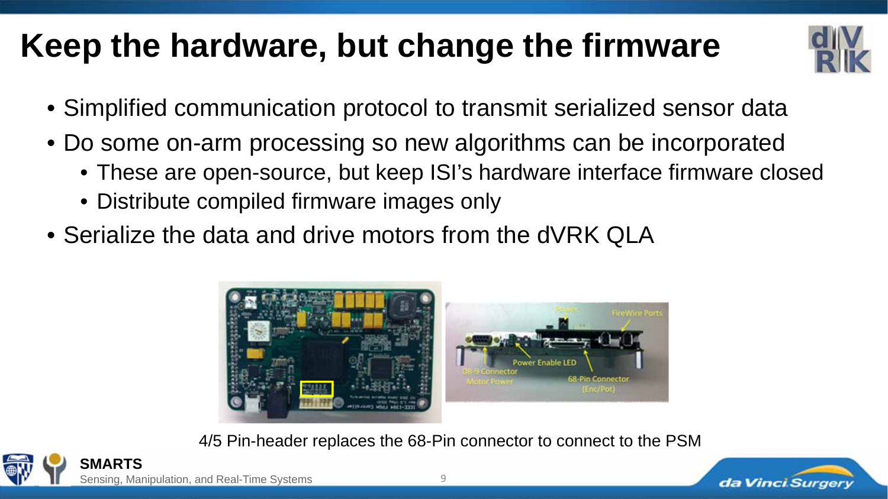# Keep the hardware, but change the firmware

- Simplified communication protocol to transmit serialized sensor data
- Do some on-arm processing so new algorithms can be incorporated
  - These are open-source, but keep ISI's hardware interface firmware closed
  - Distribute compiled firmware images only
- Serialize the data and drive motors from the dVRK QLA

4/5 Pin-header replaces the 68-Pin connector to connect to the PSM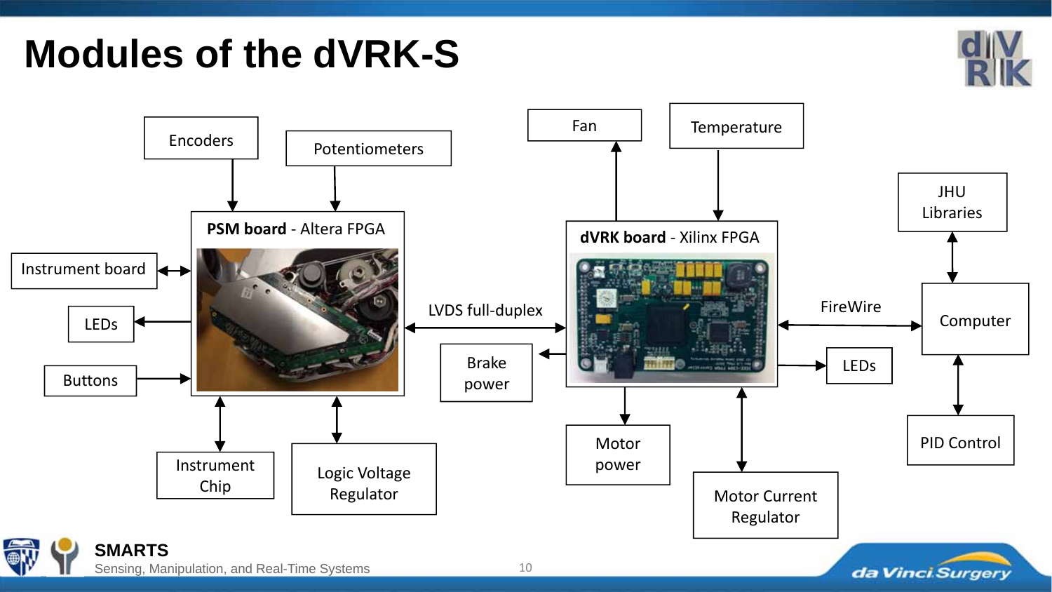# Modules of the dVRK-S

Encoders

Potentiometers

Fan

Temperature

JHU Libraries

**PSM board** - Altera FPGA

**dVRK board** - Xilinx FPGA

Instrument board

LEDs

Buttons

LVDS full-duplex

Brake power

FireWire

Computer

LEDs

Instrument Chip

Logic Voltage Regulator

Motor power

Motor Current Regulator

PID Control

**SMARTS**

Sensing, Manipulation, and Real-Time Systems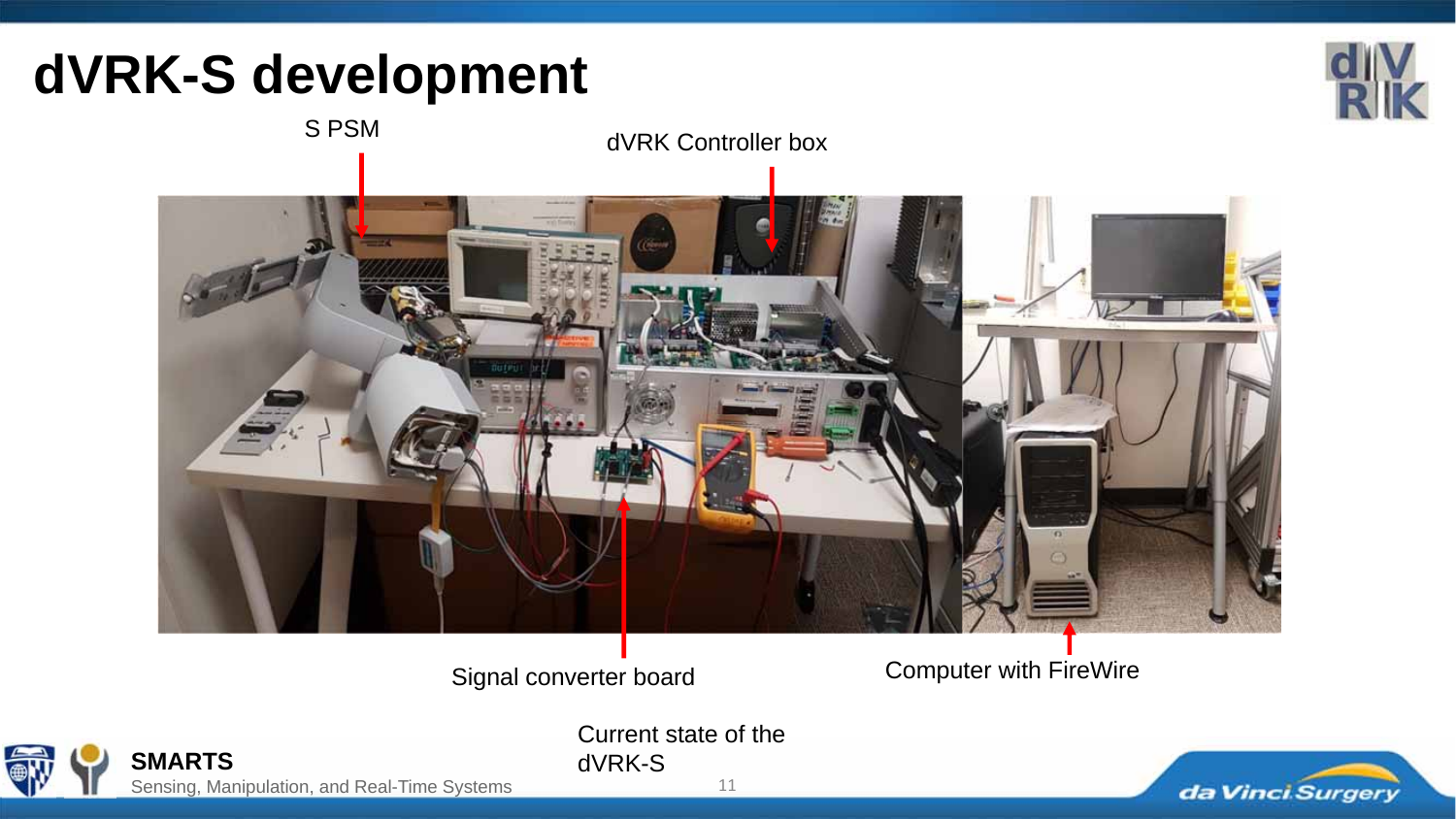# dVRK-S development

S PSM

dVRK Controller box

Signal converter board

Computer with FireWire

Current state of the dVRK-S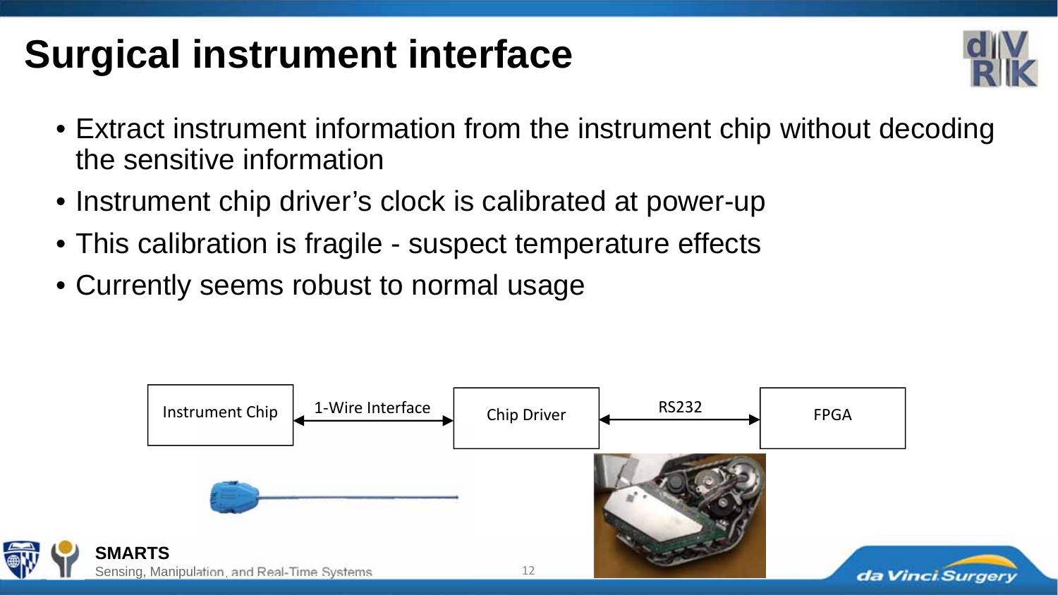# Surgical instrument interface

- Extract instrument information from the instrument chip without decoding the sensitive information
- Instrument chip driver's clock is calibrated at power-up
- This calibration is fragile - suspect temperature effects
- Currently seems robust to normal usage

Instrument Chip ⟷ (1-Wire Interface) ⟷ Chip Driver ⟷ (RS232) ⟷ FPGA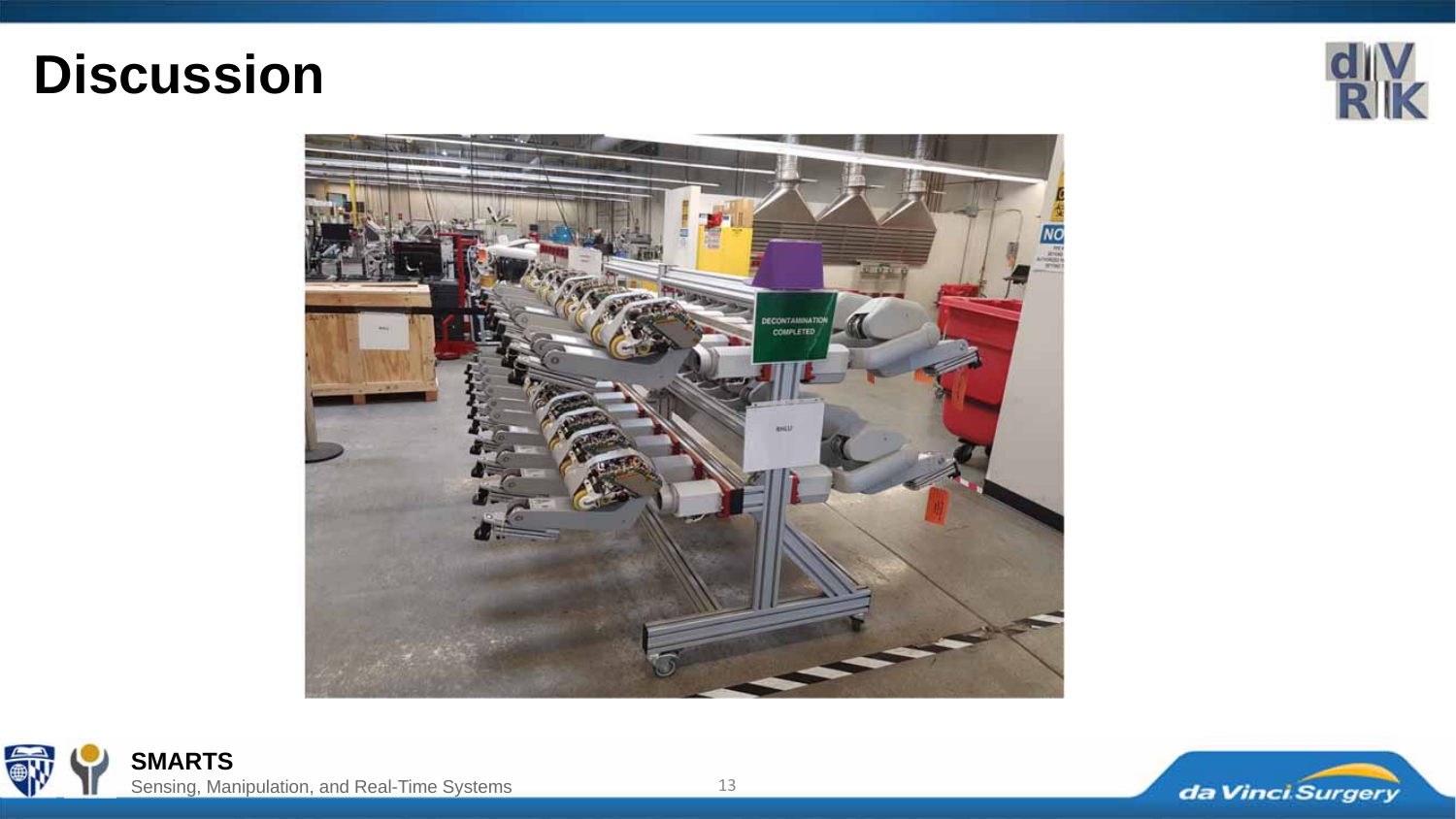# Discussion